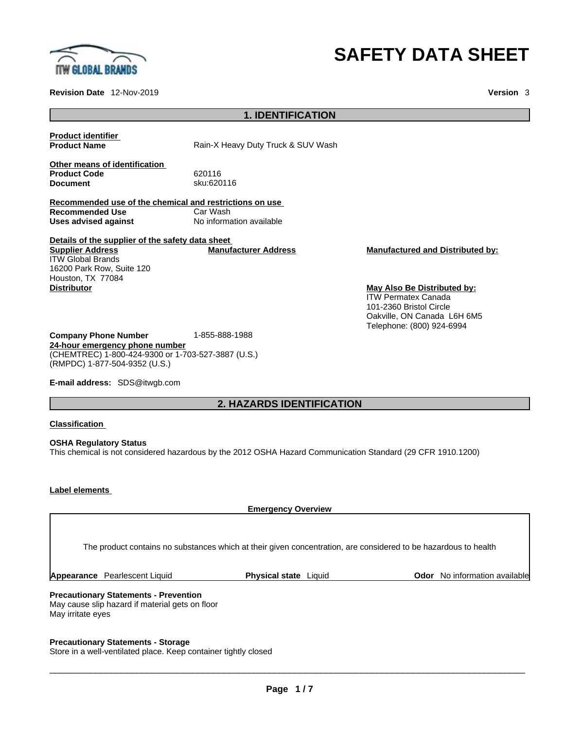# SAFETY DATA SHEET

**Revision Date** 12-Nov-2019 **Version** 3

## 1. IDENTIFICATION

**Product identifier**

**Product Name** Rain-X Heavy Duty Truck & SUV Wash

**Other means of identification**

**Product Code** 620116

**Document** sku:620116

**Recommended use of the chemical and restrictions on use**

**Recommended Use** Car Wash

**Uses advised against** No information available

**Details of the supplier of the safety data sheet**

**Supplier Address**
ITW Global Brands
16200 Park Row, Suite 120
Houston, TX 77084

**Manufacturer Address**

**Manufactured and Distributed by:**

**Distributor**

**May Also Be Distributed by:**
ITW Permatex Canada
101-2360 Bristol Circle
Oakville, ON Canada L6H 6M5
Telephone: (800) 924-6994

**Company Phone Number** 1-855-888-1988

**24-hour emergency phone number**
(CHEMTREC) 1-800-424-9300 or 1-703-527-3887 (U.S.)
(RMPDC) 1-877-504-9352 (U.S.)

**E-mail address:** SDS@itwgb.com

## 2. HAZARDS IDENTIFICATION

**Classification**

**OSHA Regulatory Status**
This chemical is not considered hazardous by the 2012 OSHA Hazard Communication Standard (29 CFR 1910.1200)

**Label elements**

**Emergency Overview**

The product contains no substances which at their given concentration, are considered to be hazardous to health

**Appearance** Pearlescent Liquid **Physical state** Liquid **Odor** No information available

**Precautionary Statements - Prevention**
May cause slip hazard if material gets on floor
May irritate eyes

**Precautionary Statements - Storage**
Store in a well-ventilated place. Keep container tightly closed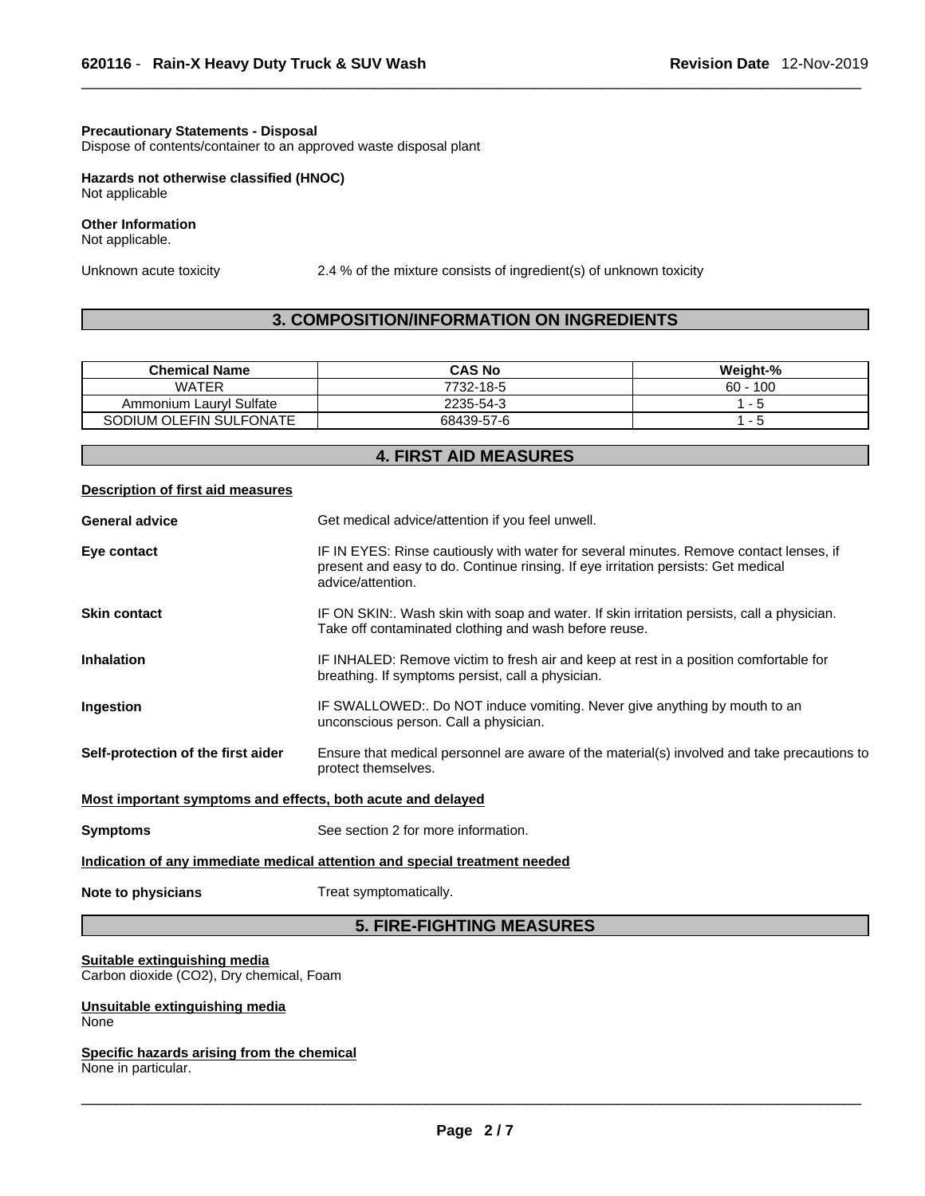**Precautionary Statements - Disposal**
Dispose of contents/container to an approved waste disposal plant

**Hazards not otherwise classified (HNOC)**
Not applicable

**Other Information**
Not applicable.

Unknown acute toxicity 2.4 % of the mixture consists of ingredient(s) of unknown toxicity

## 3. COMPOSITION/INFORMATION ON INGREDIENTS

| Chemical Name | CAS No | Weight-% |
| --- | --- | --- |
| WATER | 7732-18-5 | 60 - 100 |
| Ammonium Lauryl Sulfate | 2235-54-3 | 1 - 5 |
| SODIUM OLEFIN SULFONATE | 68439-57-6 | 1 - 5 |

## 4. FIRST AID MEASURES

**Description of first aid measures**

**General advice** Get medical advice/attention if you feel unwell.

**Eye contact** IF IN EYES: Rinse cautiously with water for several minutes. Remove contact lenses, if present and easy to do. Continue rinsing. If eye irritation persists: Get medical advice/attention.

**Skin contact** IF ON SKIN:. Wash skin with soap and water. If skin irritation persists, call a physician. Take off contaminated clothing and wash before reuse.

**Inhalation** IF INHALED: Remove victim to fresh air and keep at rest in a position comfortable for breathing. If symptoms persist, call a physician.

**Ingestion** IF SWALLOWED:. Do NOT induce vomiting. Never give anything by mouth to an unconscious person. Call a physician.

**Self-protection of the first aider** Ensure that medical personnel are aware of the material(s) involved and take precautions to protect themselves.

**Most important symptoms and effects, both acute and delayed**

**Symptoms** See section 2 for more information.

**Indication of any immediate medical attention and special treatment needed**

**Note to physicians** Treat symptomatically.

## 5. FIRE-FIGHTING MEASURES

**Suitable extinguishing media**
Carbon dioxide ($CO_2$), Dry chemical, Foam

**Unsuitable extinguishing media**
None

**Specific hazards arising from the chemical**
None in particular.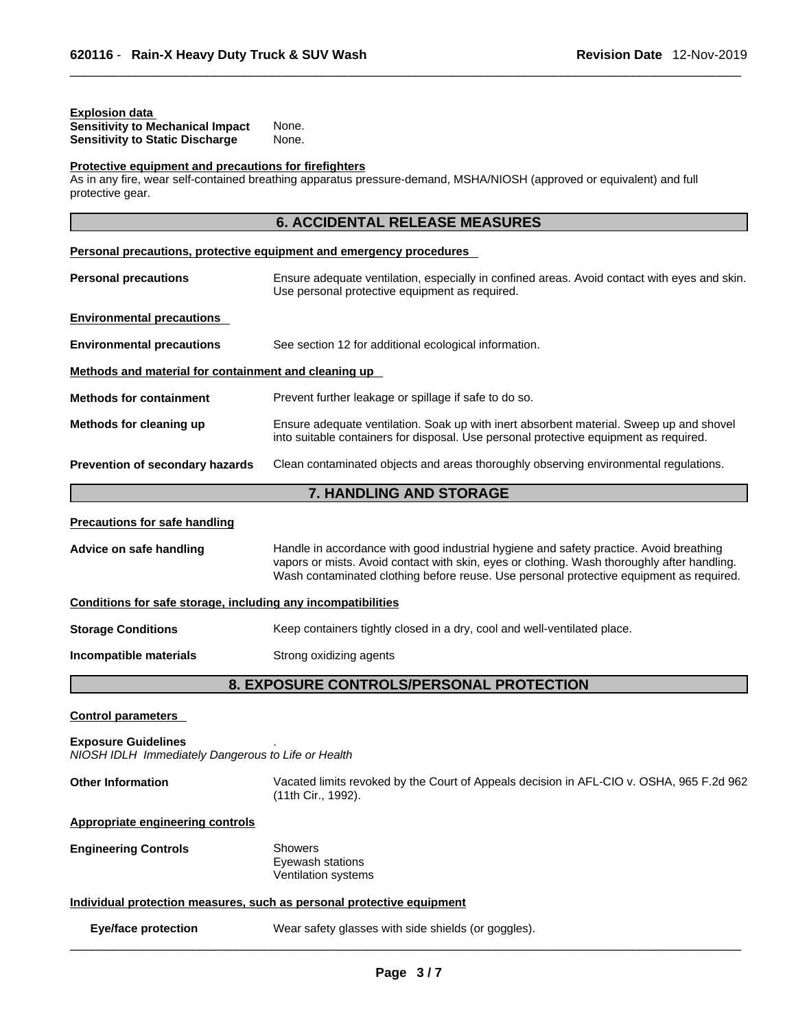**Explosion data**

**Sensitivity to Mechanical Impact** None.
**Sensitivity to Static Discharge** None.

**Protective equipment and precautions for firefighters**

As in any fire, wear self-contained breathing apparatus pressure-demand, MSHA/NIOSH (approved or equivalent) and full protective gear.

## 6. ACCIDENTAL RELEASE MEASURES

**Personal precautions, protective equipment and emergency procedures**

**Personal precautions** Ensure adequate ventilation, especially in confined areas. Avoid contact with eyes and skin. Use personal protective equipment as required.

**Environmental precautions**

**Environmental precautions** See section 12 for additional ecological information.

**Methods and material for containment and cleaning up**

**Methods for containment** Prevent further leakage or spillage if safe to do so.

**Methods for cleaning up** Ensure adequate ventilation. Soak up with inert absorbent material. Sweep up and shovel into suitable containers for disposal. Use personal protective equipment as required.

**Prevention of secondary hazards** Clean contaminated objects and areas thoroughly observing environmental regulations.

## 7. HANDLING AND STORAGE

**Precautions for safe handling**

**Advice on safe handling** Handle in accordance with good industrial hygiene and safety practice. Avoid breathing vapors or mists. Avoid contact with skin, eyes or clothing. Wash thoroughly after handling. Wash contaminated clothing before reuse. Use personal protective equipment as required.

**Conditions for safe storage, including any incompatibilities**

**Storage Conditions** Keep containers tightly closed in a dry, cool and well-ventilated place.

**Incompatible materials** Strong oxidizing agents

## 8. EXPOSURE CONTROLS/PERSONAL PROTECTION

**Control parameters**

**Exposure Guidelines** .
*NIOSH IDLH Immediately Dangerous to Life or Health*

**Other Information** Vacated limits revoked by the Court of Appeals decision in AFL-CIO v. OSHA, 965 F.2d 962 (11th Cir., 1992).

**Appropriate engineering controls**

**Engineering Controls** Showers
Eyewash stations
Ventilation systems

**Individual protection measures, such as personal protective equipment**

**Eye/face protection** Wear safety glasses with side shields (or goggles).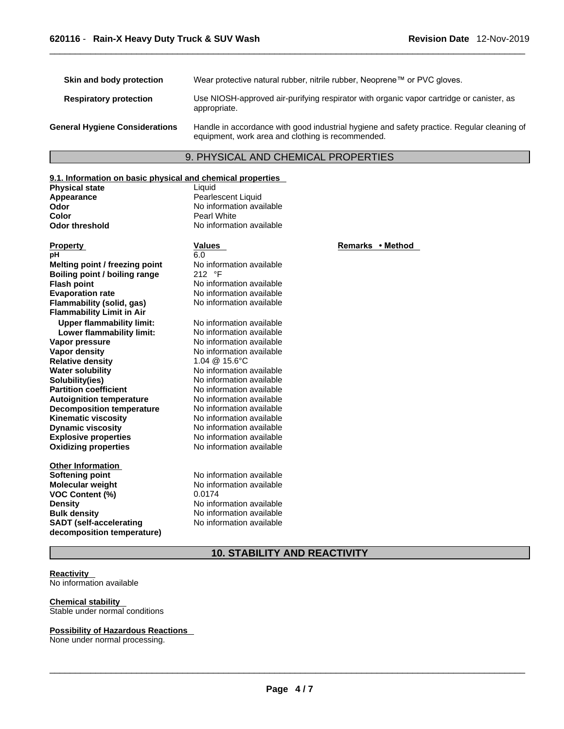| | |
|---|---|
| **Skin and body protection** | Wear protective natural rubber, nitrile rubber, Neoprene™ or PVC gloves. |
| **Respiratory protection** | Use NIOSH-approved air-purifying respirator with organic vapor cartridge or canister, as appropriate. |
| **General Hygiene Considerations** | Handle in accordance with good industrial hygiene and safety practice. Regular cleaning of equipment, work area and clothing is recommended. |

## 9. PHYSICAL AND CHEMICAL PROPERTIES

**9.1. Information on basic physical and chemical properties**

| | |
|---|---|
| **Physical state** | Liquid |
| **Appearance** | Pearlescent Liquid |
| **Odor** | No information available |
| **Color** | Pearl White |
| **Odor threshold** | No information available |

| **Property** | **Values** | **Remarks • Method** |
|---|---|---|
| **pH** | 6.0 | |
| **Melting point / freezing point** | No information available | |
| **Boiling point / boiling range** | 212 °F | |
| **Flash point** | No information available | |
| **Evaporation rate** | No information available | |
| **Flammability (solid, gas)** | No information available | |
| **Flammability Limit in Air** | | |
| **Upper flammability limit:** | No information available | |
| **Lower flammability limit:** | No information available | |
| **Vapor pressure** | No information available | |
| **Vapor density** | No information available | |
| **Relative density** | 1.04 @ 15.6°C | |
| **Water solubility** | No information available | |
| **Solubility(ies)** | No information available | |
| **Partition coefficient** | No information available | |
| **Autoignition temperature** | No information available | |
| **Decomposition temperature** | No information available | |
| **Kinematic viscosity** | No information available | |
| **Dynamic viscosity** | No information available | |
| **Explosive properties** | No information available | |
| **Oxidizing properties** | No information available | |

**Other Information**

| | |
|---|---|
| **Softening point** | No information available |
| **Molecular weight** | No information available |
| **VOC Content (%)** | 0.0174 |
| **Density** | No information available |
| **Bulk density** | No information available |
| **SADT (self-accelerating decomposition temperature)** | No information available |

## 10. STABILITY AND REACTIVITY

**Reactivity**
No information available

**Chemical stability**
Stable under normal conditions

**Possibility of Hazardous Reactions**
None under normal processing.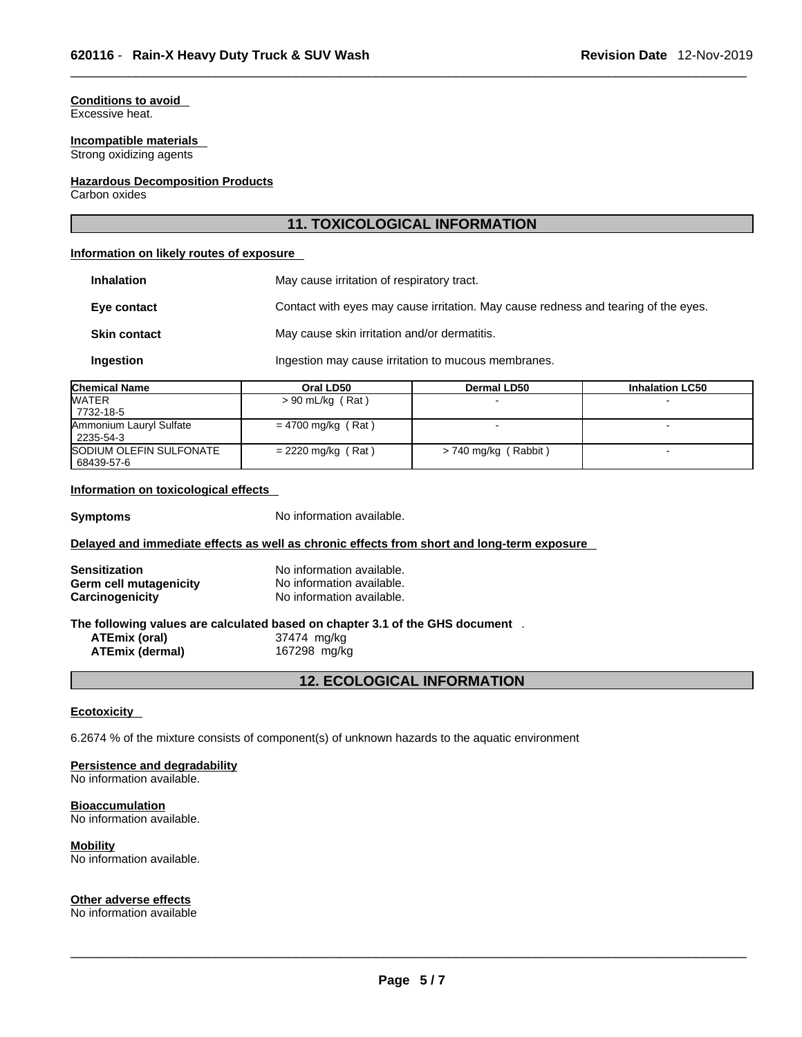**Conditions to avoid**
Excessive heat.

**Incompatible materials**
Strong oxidizing agents

**Hazardous Decomposition Products**
Carbon oxides

## 11. TOXICOLOGICAL INFORMATION

**Information on likely routes of exposure**

**Inhalation** May cause irritation of respiratory tract.

**Eye contact** Contact with eyes may cause irritation. May cause redness and tearing of the eyes.

**Skin contact** May cause skin irritation and/or dermatitis.

**Ingestion** Ingestion may cause irritation to mucous membranes.

| Chemical Name | Oral LD50 | Dermal LD50 | Inhalation LC50 |
|---|---|---|---|
| WATER 7732-18-5 | > 90 mL/kg ( Rat ) | - | - |
| Ammonium Lauryl Sulfate 2235-54-3 | = 4700 mg/kg ( Rat ) | - | - |
| SODIUM OLEFIN SULFONATE 68439-57-6 | = 2220 mg/kg ( Rat ) | > 740 mg/kg ( Rabbit ) | - |

**Information on toxicological effects**

**Symptoms** No information available.

**Delayed and immediate effects as well as chronic effects from short and long-term exposure**

**Sensitization** No information available.
**Germ cell mutagenicity** No information available.
**Carcinogenicity** No information available.

**The following values are calculated based on chapter 3.1 of the GHS document** .
**ATEmix (oral)** 37474 mg/kg
**ATEmix (dermal)** 167298 mg/kg

## 12. ECOLOGICAL INFORMATION

**Ecotoxicity**

6.2674 % of the mixture consists of component(s) of unknown hazards to the aquatic environment

**Persistence and degradability**
No information available.

**Bioaccumulation**
No information available.

**Mobility**
No information available.

**Other adverse effects**
No information available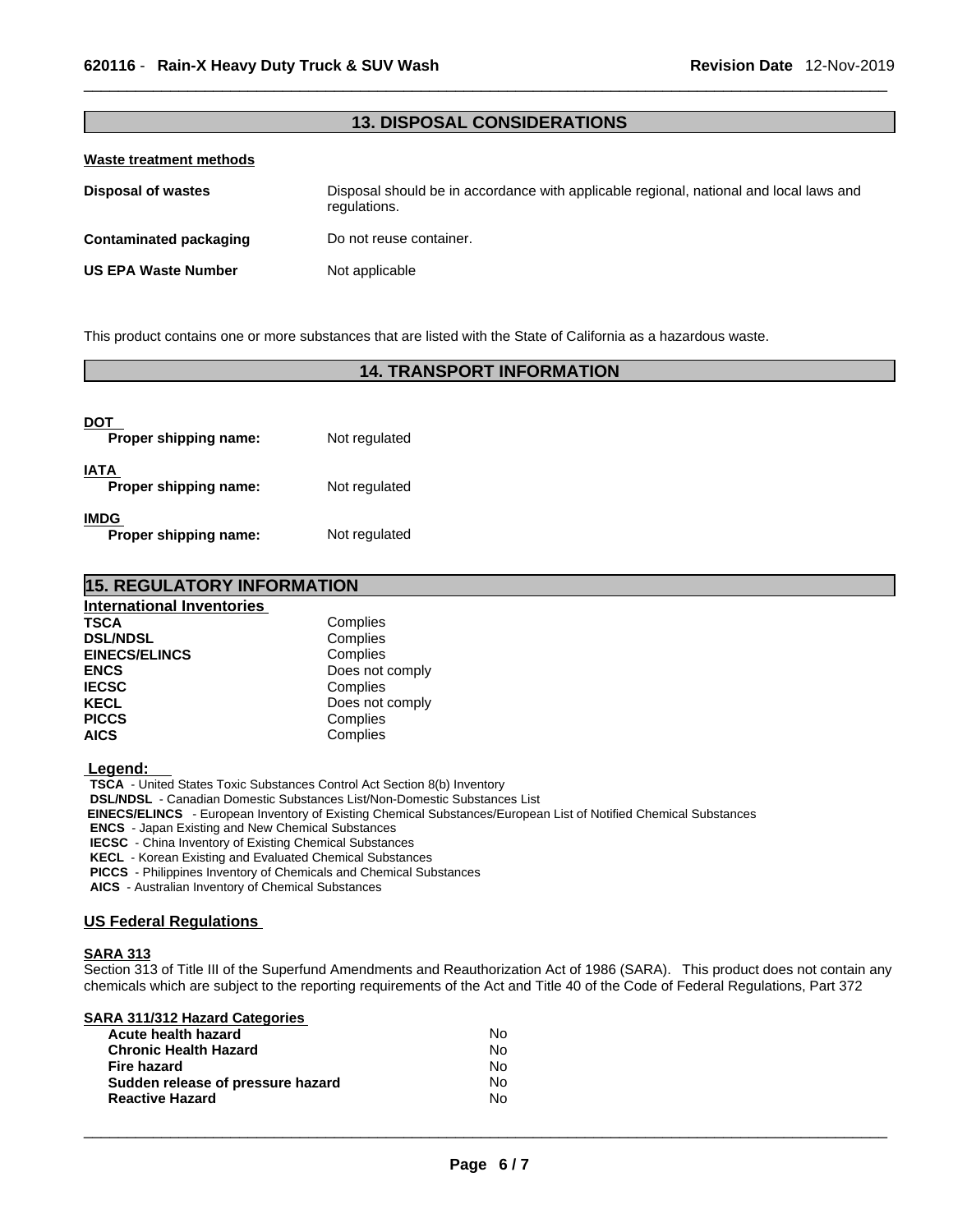## 13. DISPOSAL CONSIDERATIONS

**Waste treatment methods**

| | |
|---|---|
| **Disposal of wastes** | Disposal should be in accordance with applicable regional, national and local laws and regulations. |
| **Contaminated packaging** | Do not reuse container. |
| **US EPA Waste Number** | Not applicable |

This product contains one or more substances that are listed with the State of California as a hazardous waste.

## 14. TRANSPORT INFORMATION

**DOT**

**Proper shipping name:** Not regulated

**IATA**

**Proper shipping name:** Not regulated

**IMDG**

**Proper shipping name:** Not regulated

## 15. REGULATORY INFORMATION

**International Inventories**

| | |
|---|---|
| **TSCA** | Complies |
| **DSL/NDSL** | Complies |
| **EINECS/ELINCS** | Complies |
| **ENCS** | Does not comply |
| **IECSC** | Complies |
| **KECL** | Does not comply |
| **PICCS** | Complies |
| **AICS** | Complies |

**Legend:**

**TSCA** - United States Toxic Substances Control Act Section 8(b) Inventory
**DSL/NDSL** - Canadian Domestic Substances List/Non-Domestic Substances List
**EINECS/ELINCS** - European Inventory of Existing Chemical Substances/European List of Notified Chemical Substances
**ENCS** - Japan Existing and New Chemical Substances
**IECSC** - China Inventory of Existing Chemical Substances
**KECL** - Korean Existing and Evaluated Chemical Substances
**PICCS** - Philippines Inventory of Chemicals and Chemical Substances
**AICS** - Australian Inventory of Chemical Substances

**US Federal Regulations**

**SARA 313**

Section 313 of Title III of the Superfund Amendments and Reauthorization Act of 1986 (SARA). This product does not contain any chemicals which are subject to the reporting requirements of the Act and Title 40 of the Code of Federal Regulations, Part 372

**SARA 311/312 Hazard Categories**

| | |
|---|---|
| **Acute health hazard** | No |
| **Chronic Health Hazard** | No |
| **Fire hazard** | No |
| **Sudden release of pressure hazard** | No |
| **Reactive Hazard** | No |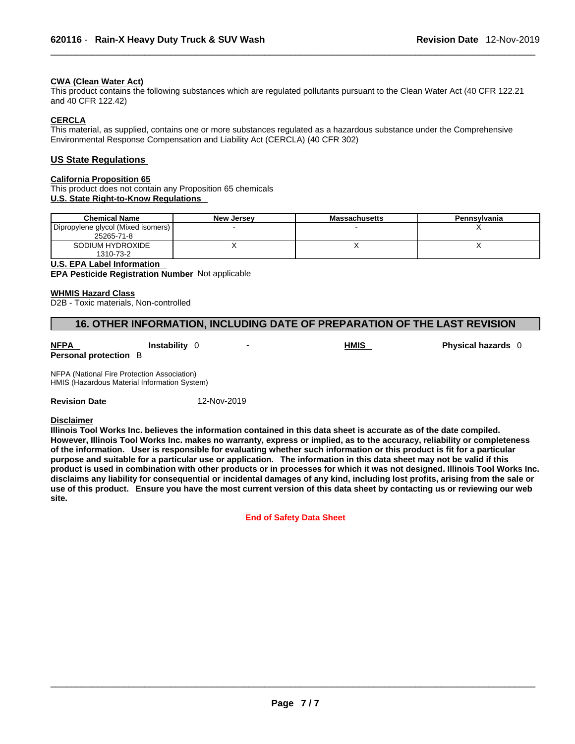**CWA (Clean Water Act)**
This product contains the following substances which are regulated pollutants pursuant to the Clean Water Act (40 CFR 122.21 and 40 CFR 122.42)

**CERCLA**
This material, as supplied, contains one or more substances regulated as a hazardous substance under the Comprehensive Environmental Response Compensation and Liability Act (CERCLA) (40 CFR 302)

## US State Regulations

**California Proposition 65**
This product does not contain any Proposition 65 chemicals

**U.S. State Right-to-Know Regulations**

| Chemical Name | New Jersey | Massachusetts | Pennsylvania |
|---|---|---|---|
| Dipropylene glycol (Mixed isomers) 25265-71-8 | - | - | X |
| SODIUM HYDROXIDE 1310-73-2 | X | X | X |

**U.S. EPA Label Information**

**EPA Pesticide Registration Number** Not applicable

**WHMIS Hazard Class**
D2B - Toxic materials, Non-controlled

## 16. OTHER INFORMATION, INCLUDING DATE OF PREPARATION OF THE LAST REVISION

**NFPA** **Instability** 0 - **HMIS** **Physical hazards** 0
**Personal protection** B

NFPA (National Fire Protection Association)
HMIS (Hazardous Material Information System)

**Revision Date** 12-Nov-2019

**Disclaimer**
**Illinois Tool Works Inc. believes the information contained in this data sheet is accurate as of the date compiled. However, Illinois Tool Works Inc. makes no warranty, express or implied, as to the accuracy, reliability or completeness of the information. User is responsible for evaluating whether such information or this product is fit for a particular purpose and suitable for a particular use or application. The information in this data sheet may not be valid if this product is used in combination with other products or in processes for which it was not designed. Illinois Tool Works Inc. disclaims any liability for consequential or incidental damages of any kind, including lost profits, arising from the sale or use of this product. Ensure you have the most current version of this data sheet by contacting us or reviewing our web site.**

**End of Safety Data Sheet**